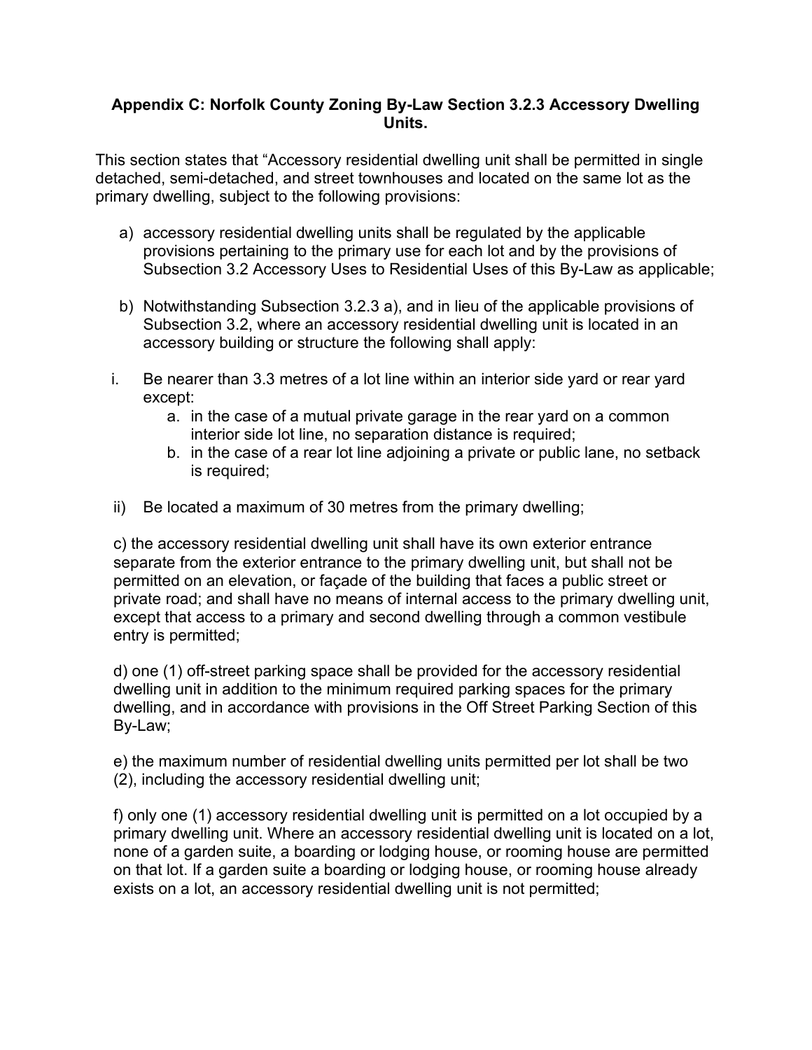**Appendix C: Norfolk County Zoning By-Law Section 3.2.3 Accessory Dwelling Units.**

This section states that "Accessory residential dwelling unit shall be permitted in single detached, semi-detached, and street townhouses and located on the same lot as the primary dwelling, subject to the following provisions:

a) accessory residential dwelling units shall be regulated by the applicable provisions pertaining to the primary use for each lot and by the provisions of Subsection 3.2 Accessory Uses to Residential Uses of this By-Law as applicable;

b) Notwithstanding Subsection 3.2.3 a), and in lieu of the applicable provisions of Subsection 3.2, where an accessory residential dwelling unit is located in an accessory building or structure the following shall apply:

i. Be nearer than 3.3 metres of a lot line within an interior side yard or rear yard except:
   a. in the case of a mutual private garage in the rear yard on a common interior side lot line, no separation distance is required;
   b. in the case of a rear lot line adjoining a private or public lane, no setback is required;

ii) Be located a maximum of 30 metres from the primary dwelling;

c) the accessory residential dwelling unit shall have its own exterior entrance separate from the exterior entrance to the primary dwelling unit, but shall not be permitted on an elevation, or façade of the building that faces a public street or private road; and shall have no means of internal access to the primary dwelling unit, except that access to a primary and second dwelling through a common vestibule entry is permitted;

d) one (1) off-street parking space shall be provided for the accessory residential dwelling unit in addition to the minimum required parking spaces for the primary dwelling, and in accordance with provisions in the Off Street Parking Section of this By-Law;

e) the maximum number of residential dwelling units permitted per lot shall be two (2), including the accessory residential dwelling unit;

f) only one (1) accessory residential dwelling unit is permitted on a lot occupied by a primary dwelling unit. Where an accessory residential dwelling unit is located on a lot, none of a garden suite, a boarding or lodging house, or rooming house are permitted on that lot. If a garden suite a boarding or lodging house, or rooming house already exists on a lot, an accessory residential dwelling unit is not permitted;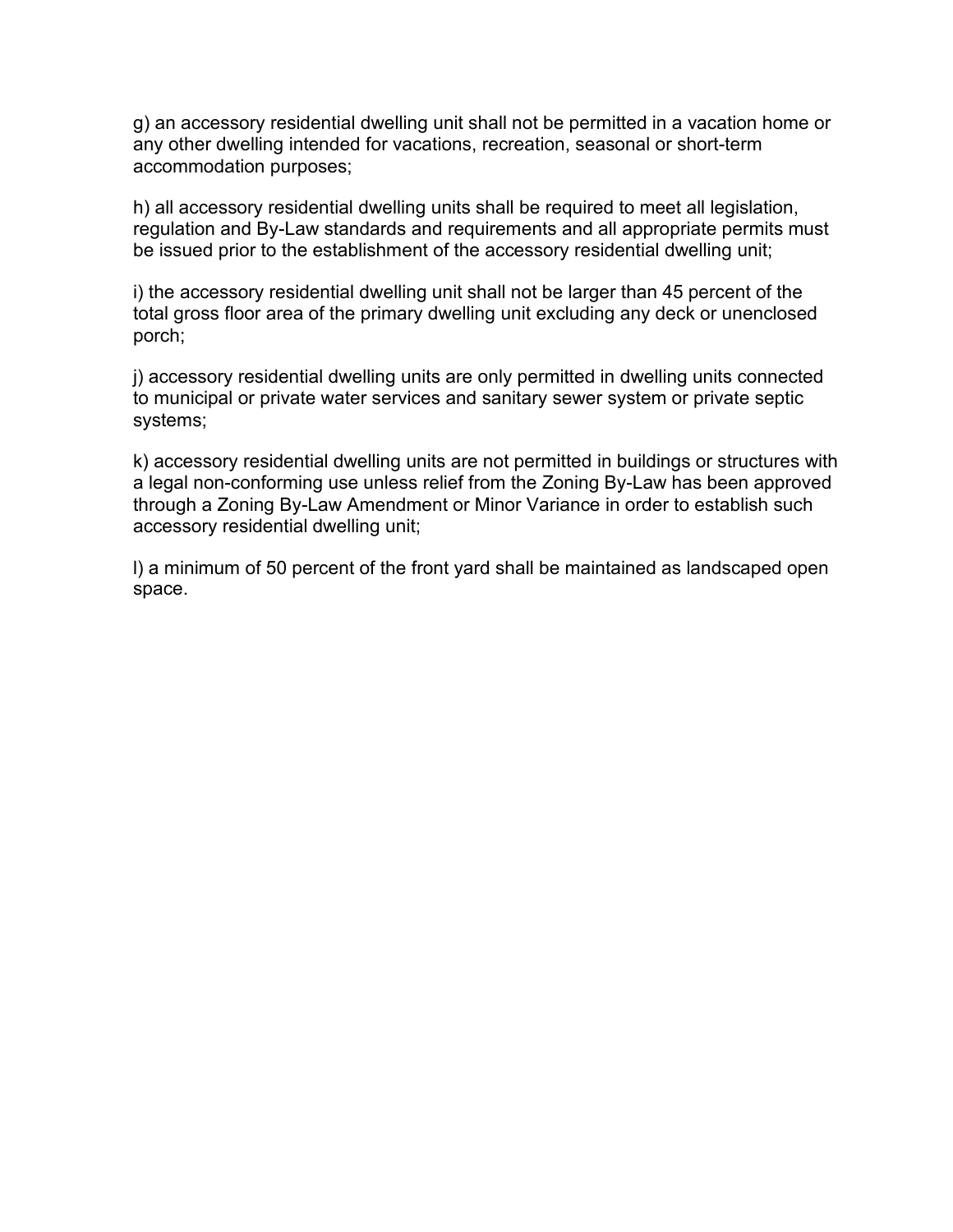g) an accessory residential dwelling unit shall not be permitted in a vacation home or any other dwelling intended for vacations, recreation, seasonal or short-term accommodation purposes;

h) all accessory residential dwelling units shall be required to meet all legislation, regulation and By-Law standards and requirements and all appropriate permits must be issued prior to the establishment of the accessory residential dwelling unit;

i) the accessory residential dwelling unit shall not be larger than 45 percent of the total gross floor area of the primary dwelling unit excluding any deck or unenclosed porch;

j) accessory residential dwelling units are only permitted in dwelling units connected to municipal or private water services and sanitary sewer system or private septic systems;

k) accessory residential dwelling units are not permitted in buildings or structures with a legal non-conforming use unless relief from the Zoning By-Law has been approved through a Zoning By-Law Amendment or Minor Variance in order to establish such accessory residential dwelling unit;

l) a minimum of 50 percent of the front yard shall be maintained as landscaped open space.